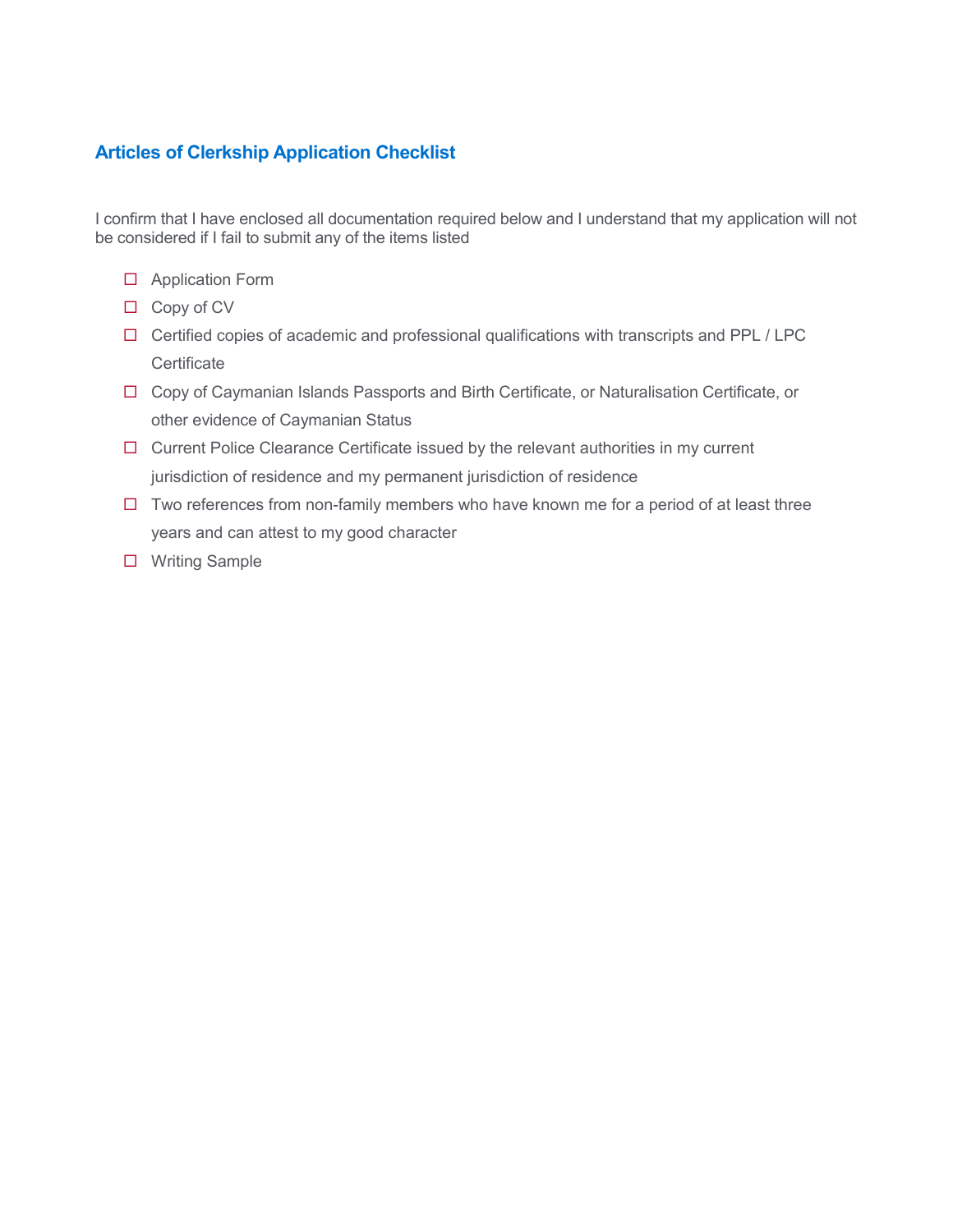## Articles of Clerkship Application Checklist

I confirm that I have enclosed all documentation required below and I understand that my application will not be considered if I fail to submit any of the items listed

- ☐ Application Form
- ☐ Copy of CV
- ☐ Certified copies of academic and professional qualifications with transcripts and PPL / LPC Certificate
- ☐ Copy of Caymanian Islands Passports and Birth Certificate, or Naturalisation Certificate, or other evidence of Caymanian Status
- ☐ Current Police Clearance Certificate issued by the relevant authorities in my current jurisdiction of residence and my permanent jurisdiction of residence
- ☐ Two references from non-family members who have known me for a period of at least three years and can attest to my good character
- ☐ Writing Sample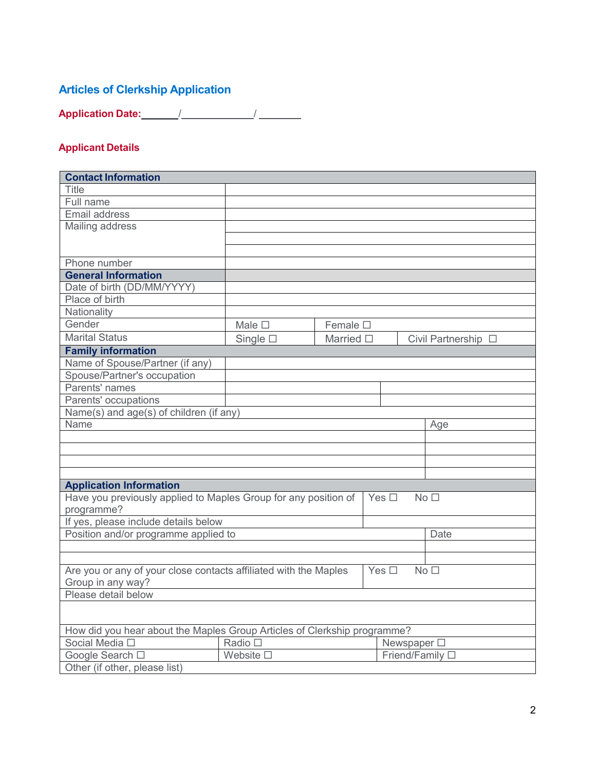## Articles of Clerkship Application

**Application Date:\_\_\_\_\_\_/\_\_\_\_\_\_\_\_\_\_\_\_/ \_\_\_\_\_\_\_**

### Applicant Details

| **Contact Information** | | | |
|---|---|---|---|
| Title | | | |
| Full name | | | |
| Email address | | | |
| Mailing address | | | |
| | | | |
| | | | |
| Phone number | | | |
| **General Information** | | | |
| Date of birth (DD/MM/YYYY) | | | |
| Place of birth | | | |
| Nationality | | | |
| Gender | Male ☐ | Female ☐ | |
| Marital Status | Single ☐ | Married ☐ | Civil Partnership ☐ |
| **Family information** | | | |
| Name of Spouse/Partner (if any) | | | |
| Spouse/Partner's occupation | | | |
| Parents' names | | | |
| Parents' occupations | | | |
| Name(s) and age(s) of children (if any) | | | |

| Name | Age |
|---|---|
| | |
| | |
| | |
| | |

| **Application Information** | | |
|---|---|---|
| Have you previously applied to Maples Group for any position of programme? | Yes ☐ | No ☐ |
| If yes, please include details below | | |

| Position and/or programme applied to | Date |
|---|---|
| | |
| | |

| Are you or any of your close contacts affiliated with the Maples Group in any way? | Yes ☐ | No ☐ |
|---|---|---|
| Please detail below | | |
| | | |

| How did you hear about the Maples Group Articles of Clerkship programme? | | |
|---|---|---|
| Social Media ☐ | Radio ☐ | Newspaper ☐ |
| Google Search ☐ | Website ☐ | Friend/Family ☐ |
| Other (if other, please list) | | |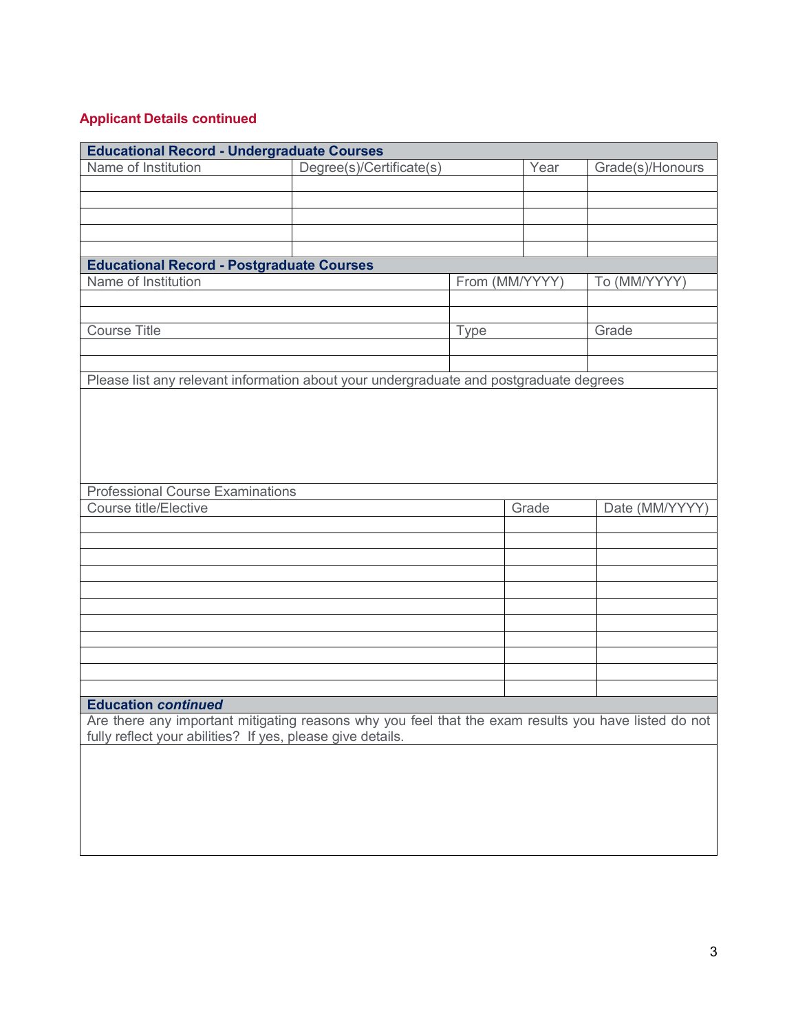## Applicant Details continued

| **Educational Record - Undergraduate Courses** | | | |
|---|---|---|---|
| Name of Institution | Degree(s)/Certificate(s) | Year | Grade(s)/Honours |
| | | | |
| | | | |
| | | | |
| | | | |
| | | | |

| **Educational Record - Postgraduate Courses** | | |
|---|---|---|
| Name of Institution | From (MM/YYYY) | To (MM/YYYY) |
| | | |
| | | |
| Course Title | Type | Grade |
| | | |
| | | |

| Please list any relevant information about your undergraduate and postgraduate degrees |
|---|
| |

| Professional Course Examinations | | |
|---|---|---|
| Course title/Elective | Grade | Date (MM/YYYY) |
| | | |
| | | |
| | | |
| | | |
| | | |
| | | |
| | | |
| | | |
| | | |
| | | |
| | | |

| **Education *continued*** |
|---|
| Are there any important mitigating reasons why you feel that the exam results you have listed do not fully reflect your abilities? If yes, please give details. |
| |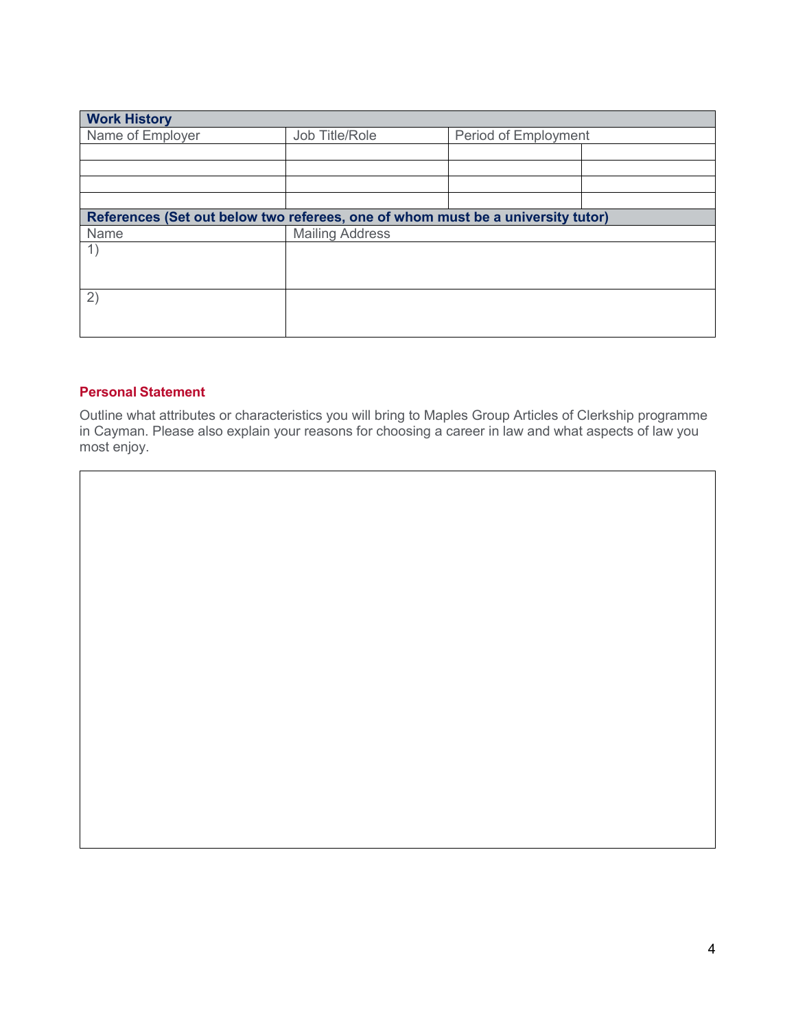| **Work History** | | | |
|---|---|---|---|
| Name of Employer | Job Title/Role | Period of Employment | |
| | | | |
| | | | |
| | | | |
| | | | |

| **References (Set out below two referees, one of whom must be a university tutor)** | |
|---|---|
| Name | Mailing Address |
| 1) | |
| 2) | |

**Personal Statement**

Outline what attributes or characteristics you will bring to Maples Group Articles of Clerkship programme in Cayman. Please also explain your reasons for choosing a career in law and what aspects of law you most enjoy.

| |
|---|
| |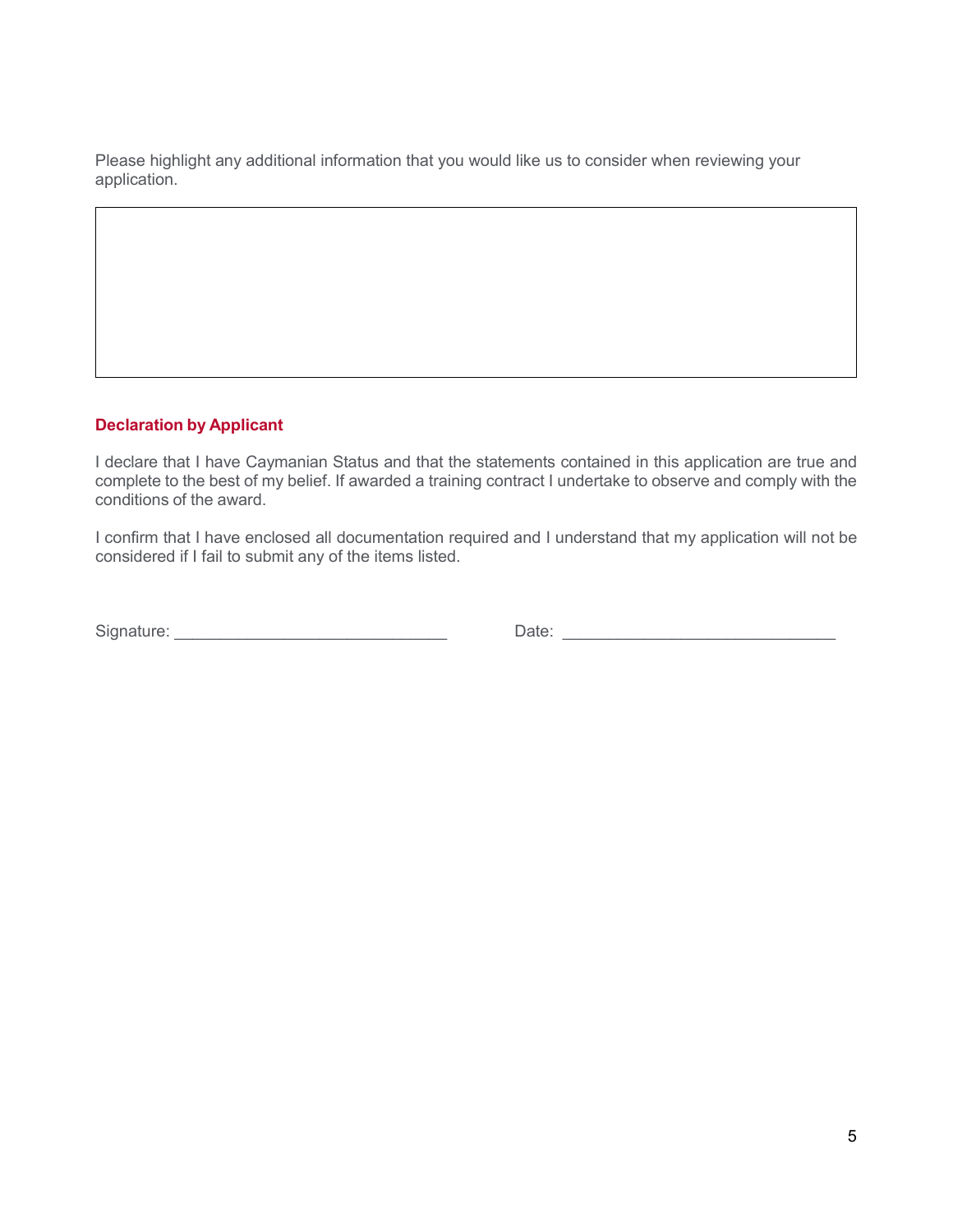Please highlight any additional information that you would like us to consider when reviewing your application.

| |
| --- |
| |

## Declaration by Applicant

I declare that I have Caymanian Status and that the statements contained in this application are true and complete to the best of my belief. If awarded a training contract I undertake to observe and comply with the conditions of the award.

I confirm that I have enclosed all documentation required and I understand that my application will not be considered if I fail to submit any of the items listed.

Signature: ______________________________ Date: ______________________________